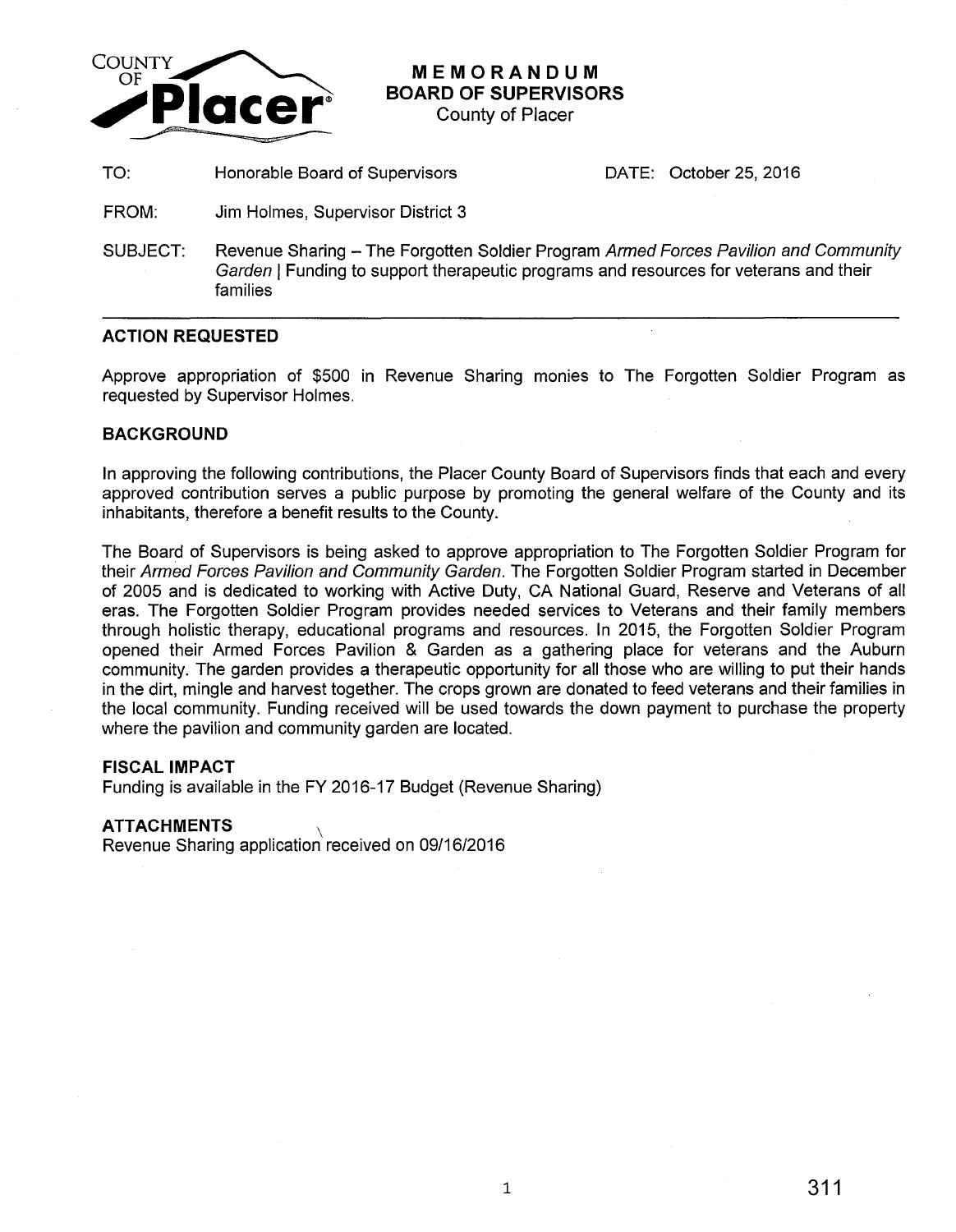# MEMORANDUM
## BOARD OF SUPERVISORS
County of Placer

TO: Honorable Board of Supervisors

DATE: October 25, 2016

FROM: Jim Holmes, Supervisor District 3

SUBJECT: Revenue Sharing – The Forgotten Soldier Program *Armed Forces Pavilion and Community Garden* | Funding to support therapeutic programs and resources for veterans and their families

---

### ACTION REQUESTED

Approve appropriation of $500 in Revenue Sharing monies to The Forgotten Soldier Program as requested by Supervisor Holmes.

### BACKGROUND

In approving the following contributions, the Placer County Board of Supervisors finds that each and every approved contribution serves a public purpose by promoting the general welfare of the County and its inhabitants, therefore a benefit results to the County.

The Board of Supervisors is being asked to approve appropriation to The Forgotten Soldier Program for their *Armed Forces Pavilion and Community Garden*. The Forgotten Soldier Program started in December of 2005 and is dedicated to working with Active Duty, CA National Guard, Reserve and Veterans of all eras. The Forgotten Soldier Program provides needed services to Veterans and their family members through holistic therapy, educational programs and resources. In 2015, the Forgotten Soldier Program opened their Armed Forces Pavilion & Garden as a gathering place for veterans and the Auburn community. The garden provides a therapeutic opportunity for all those who are willing to put their hands in the dirt, mingle and harvest together. The crops grown are donated to feed veterans and their families in the local community. Funding received will be used towards the down payment to purchase the property where the pavilion and community garden are located.

### FISCAL IMPACT

Funding is available in the FY 2016-17 Budget (Revenue Sharing)

### ATTACHMENTS

Revenue Sharing application received on 09/16/2016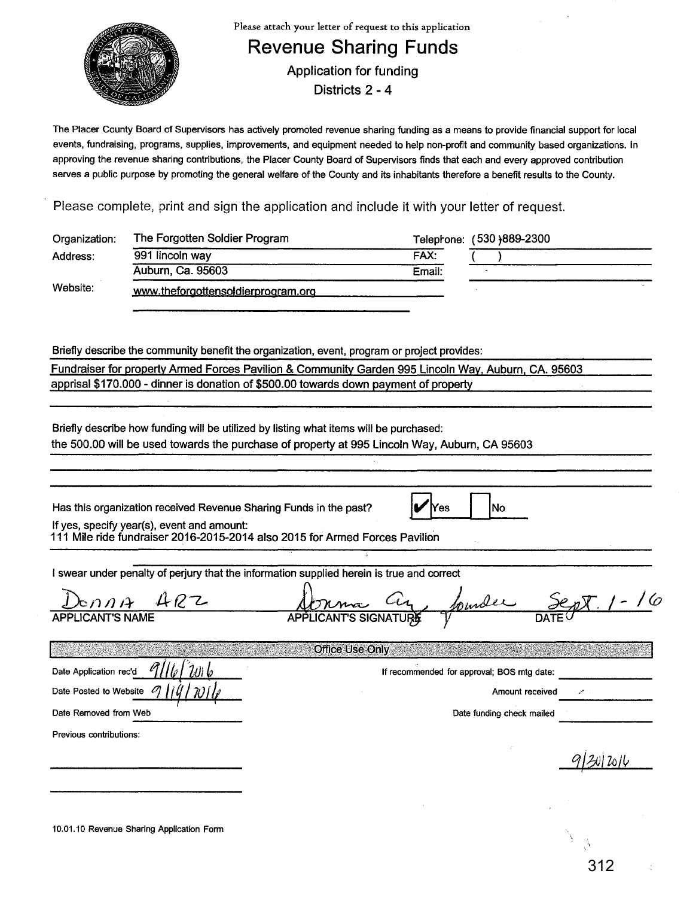Please attach your letter of request to this application

# Revenue Sharing Funds

## Application for funding

## Districts 2 - 4

The Placer County Board of Supervisors has actively promoted revenue sharing funding as a means to provide financial support for local events, fundraising, programs, supplies, improvements, and equipment needed to help non-profit and community based organizations. In approving the revenue sharing contributions, the Placer County Board of Supervisors finds that each and every approved contribution serves a public purpose by promoting the general welfare of the County and its inhabitants therefore a benefit results to the County.

Please complete, print and sign the application and include it with your letter of request.

| | | | |
|---|---|---|---|
| Organization: | The Forgotten Soldier Program | Telephone: | (530 )889-2300 |
| Address: | 991 lincoln way | FAX: | ( ) |
| | Auburn, Ca. 95603 | Email: | |
| Website: | www.theforgottensoldierprogram.org | | |

Briefly describe the community benefit the organization, event, program or project provides:

Fundraiser for property Armed Forces Pavilion & Community Garden 995 Lincoln Way, Auburn, CA. 95603 apprisal $170.000 - dinner is donation of $500.00 towards down payment of property

Briefly describe how funding will be utilized by listing what items will be purchased:

the 500.00 will be used towards the purchase of property at 995 Lincoln Way, Auburn, CA 95603

Has this organization received Revenue Sharing Funds in the past? ☑ Yes ☐ No

If yes, specify year(s), event and amount:
111 Mile ride fundraiser 2016-2015-2014 also 2015 for Armed Forces Pavilion

I swear under penalty of perjury that the information supplied herein is true and correct

| | | |
|---|---|---|
| Donna Arz | Donna Arz, founder | Sept. 1-16 |
| APPLICANT'S NAME | APPLICANT'S SIGNATURE | DATE |

**Office Use Only**

| | | | |
|---|---|---|---|
| Date Application rec'd | 9/16/2016 | If recommended for approval; BOS mtg date: | |
| Date Posted to Website | 9/19/2016 | Amount received | |
| Date Removed from Web | | Date funding check mailed | |
| Previous contributions: | | | |

9/30/2016

10.01.10 Revenue Sharing Application Form